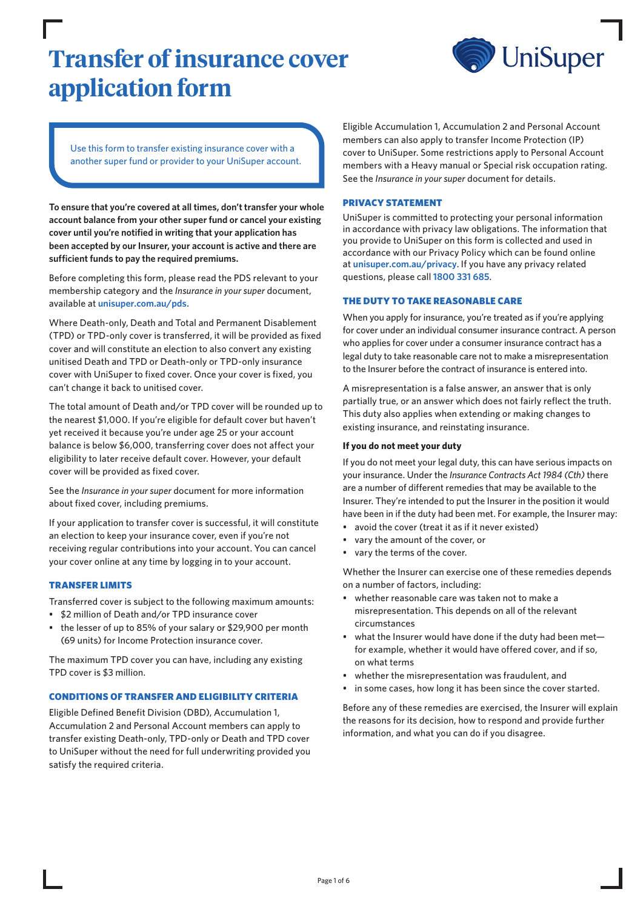# Transfer of insurance cover application form

UniSuper

Use this form to transfer existing insurance cover with a another super fund or provider to your UniSuper account.

**To ensure that you're covered at all times, don't transfer your whole account balance from your other super fund or cancel your existing cover until you're notified in writing that your application has been accepted by our Insurer, your account is active and there are sufficient funds to pay the required premiums.**

Before completing this form, please read the PDS relevant to your membership category and the *Insurance in your super* document, available at unisuper.com.au/pds.

Where Death-only, Death and Total and Permanent Disablement (TPD) or TPD-only cover is transferred, it will be provided as fixed cover and will constitute an election to also convert any existing unitised Death and TPD or Death-only or TPD-only insurance cover with UniSuper to fixed cover. Once your cover is fixed, you can't change it back to unitised cover.

The total amount of Death and/or TPD cover will be rounded up to the nearest $1,000. If you're eligible for default cover but haven't yet received it because you're under age 25 or your account balance is below $6,000, transferring cover does not affect your eligibility to later receive default cover. However, your default cover will be provided as fixed cover.

See the *Insurance in your super* document for more information about fixed cover, including premiums.

If your application to transfer cover is successful, it will constitute an election to keep your insurance cover, even if you're not receiving regular contributions into your account. You can cancel your cover online at any time by logging in to your account.

## TRANSFER LIMITS

Transferred cover is subject to the following maximum amounts:

- $2 million of Death and/or TPD insurance cover
- the lesser of up to 85% of your salary or $29,900 per month (69 units) for Income Protection insurance cover.

The maximum TPD cover you can have, including any existing TPD cover is $3 million.

## CONDITIONS OF TRANSFER AND ELIGIBILITY CRITERIA

Eligible Defined Benefit Division (DBD), Accumulation 1, Accumulation 2 and Personal Account members can apply to transfer existing Death-only, TPD-only or Death and TPD cover to UniSuper without the need for full underwriting provided you satisfy the required criteria.

Eligible Accumulation 1, Accumulation 2 and Personal Account members can also apply to transfer Income Protection (IP) cover to UniSuper. Some restrictions apply to Personal Account members with a Heavy manual or Special risk occupation rating. See the *Insurance in your super* document for details.

## PRIVACY STATEMENT

UniSuper is committed to protecting your personal information in accordance with privacy law obligations. The information that you provide to UniSuper on this form is collected and used in accordance with our Privacy Policy which can be found online at unisuper.com.au/privacy. If you have any privacy related questions, please call 1800 331 685.

## THE DUTY TO TAKE REASONABLE CARE

When you apply for insurance, you're treated as if you're applying for cover under an individual consumer insurance contract. A person who applies for cover under a consumer insurance contract has a legal duty to take reasonable care not to make a misrepresentation to the Insurer before the contract of insurance is entered into.

A misrepresentation is a false answer, an answer that is only partially true, or an answer which does not fairly reflect the truth. This duty also applies when extending or making changes to existing insurance, and reinstating insurance.

### If you do not meet your duty

If you do not meet your legal duty, this can have serious impacts on your insurance. Under the *Insurance Contracts Act 1984 (Cth)* there are a number of different remedies that may be available to the Insurer. They're intended to put the Insurer in the position it would have been in if the duty had been met. For example, the Insurer may:

- avoid the cover (treat it as if it never existed)
- vary the amount of the cover, or
- vary the terms of the cover.

Whether the Insurer can exercise one of these remedies depends on a number of factors, including:

- whether reasonable care was taken not to make a misrepresentation. This depends on all of the relevant circumstances
- what the Insurer would have done if the duty had been met—for example, whether it would have offered cover, and if so, on what terms
- whether the misrepresentation was fraudulent, and
- in some cases, how long it has been since the cover started.

Before any of these remedies are exercised, the Insurer will explain the reasons for its decision, how to respond and provide further information, and what you can do if you disagree.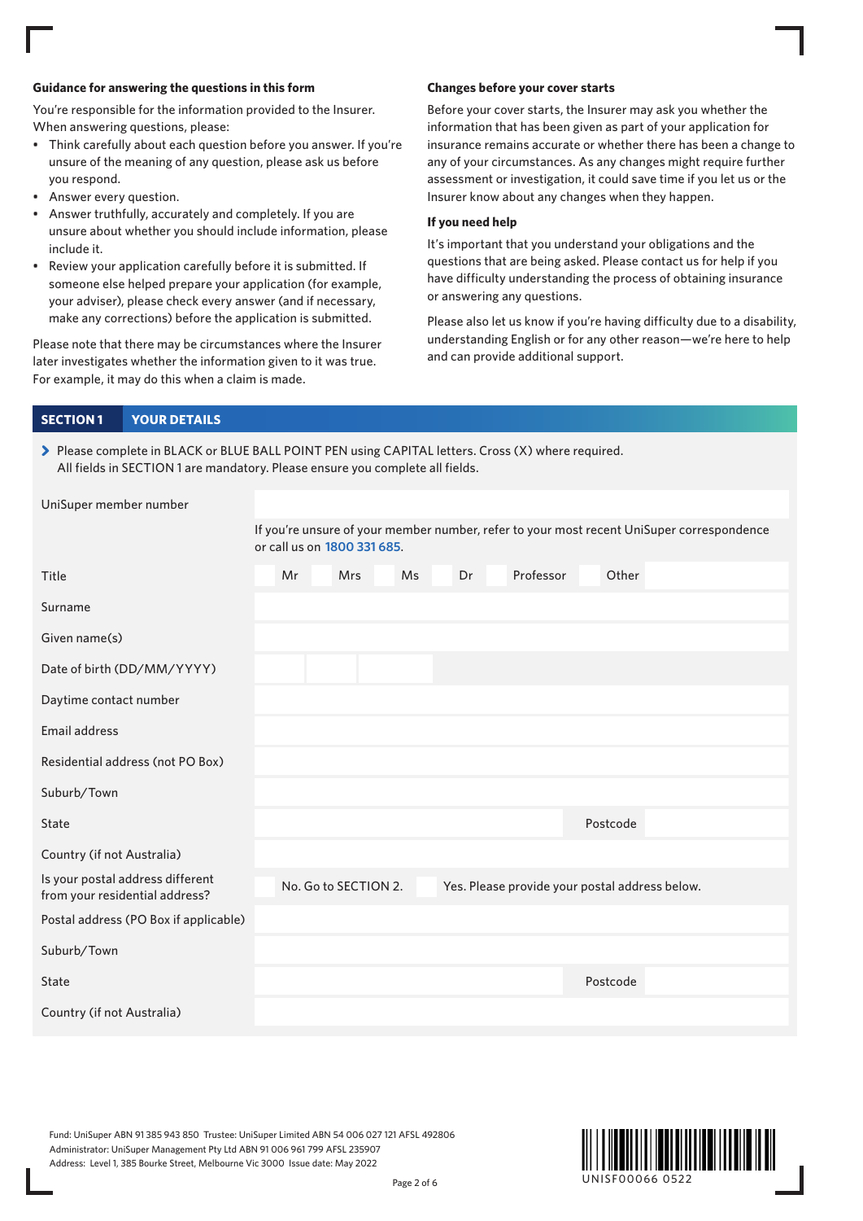**Guidance for answering the questions in this form**

You're responsible for the information provided to the Insurer. When answering questions, please:

- Think carefully about each question before you answer. If you're unsure of the meaning of any question, please ask us before you respond.
- Answer every question.
- Answer truthfully, accurately and completely. If you are unsure about whether you should include information, please include it.
- Review your application carefully before it is submitted. If someone else helped prepare your application (for example, your adviser), please check every answer (and if necessary, make any corrections) before the application is submitted.

Please note that there may be circumstances where the Insurer later investigates whether the information given to it was true. For example, it may do this when a claim is made.

**Changes before your cover starts**

Before your cover starts, the Insurer may ask you whether the information that has been given as part of your application for insurance remains accurate or whether there has been a change to any of your circumstances. As any changes might require further assessment or investigation, it could save time if you let us or the Insurer know about any changes when they happen.

**If you need help**

It's important that you understand your obligations and the questions that are being asked. Please contact us for help if you have difficulty understanding the process of obtaining insurance or answering any questions.

Please also let us know if you're having difficulty due to a disability, understanding English or for any other reason—we're here to help and can provide additional support.

## SECTION 1 YOUR DETAILS

> Please complete in BLACK or BLUE BALL POINT PEN using CAPITAL letters. Cross (X) where required. All fields in SECTION 1 are mandatory. Please ensure you complete all fields.

| Field | |
|---|---|
| UniSuper member number | If you're unsure of your member number, refer to your most recent UniSuper correspondence or call us on 1800 331 685. |
| Title | ☐ Mr ☐ Mrs ☐ Ms ☐ Dr ☐ Professor ☐ Other |
| Surname | |
| Given name(s) | |
| Date of birth (DD/MM/YYYY) | |
| Daytime contact number | |
| Email address | |
| Residential address (not PO Box) | |
| Suburb/Town | |
| State | Postcode |
| Country (if not Australia) | |
| Is your postal address different from your residential address? | ☐ No. Go to SECTION 2. ☐ Yes. Please provide your postal address below. |
| Postal address (PO Box if applicable) | |
| Suburb/Town | |
| State | Postcode |
| Country (if not Australia) | |

Fund: UniSuper ABN 91 385 943 850 Trustee: UniSuper Limited ABN 54 006 027 121 AFSL 492806
Administrator: UniSuper Management Pty Ltd ABN 91 006 961 799 AFSL 235907
Address: Level 1, 385 Bourke Street, Melbourne Vic 3000 Issue date: May 2022

UNISF00066 0522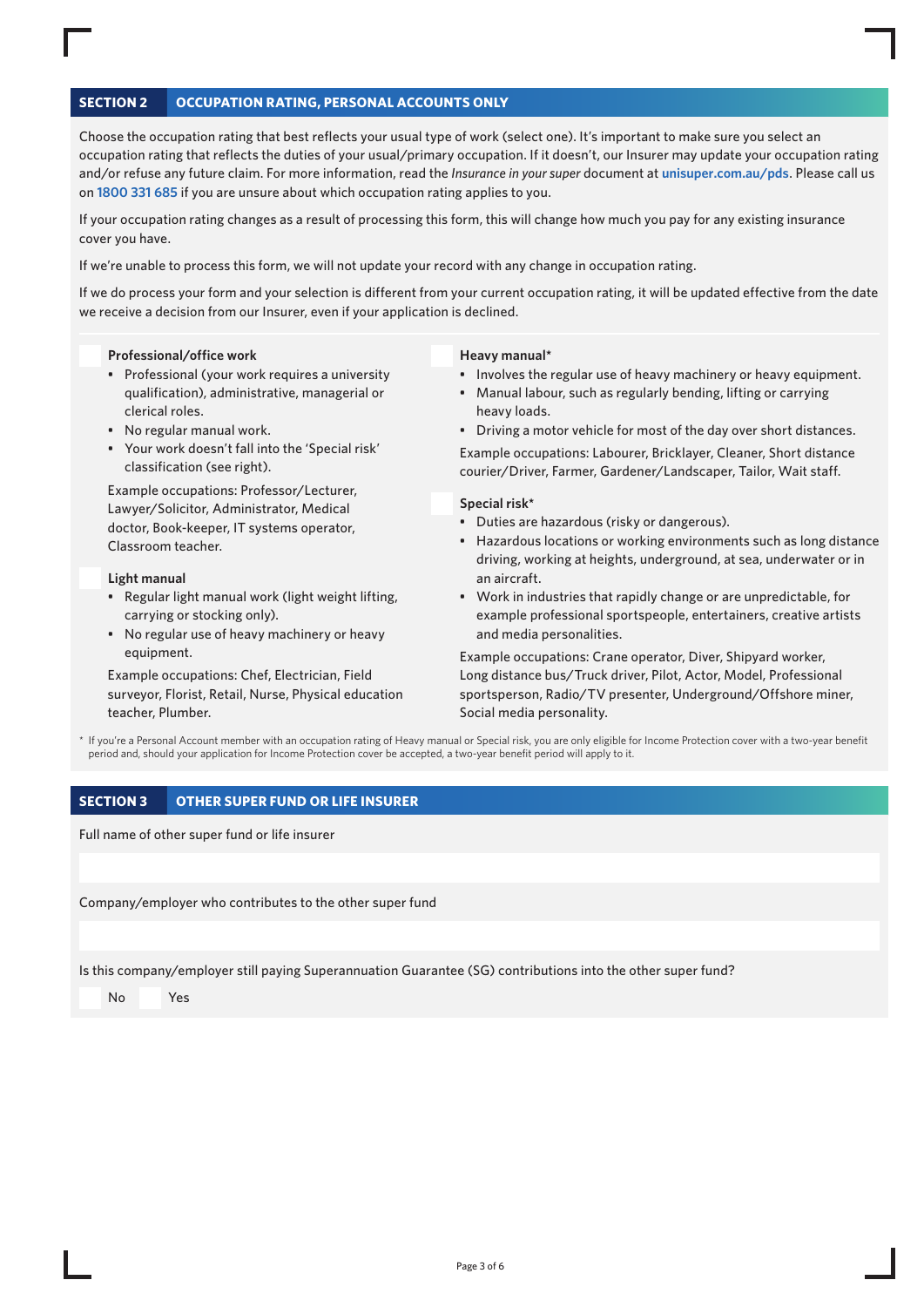## SECTION 2 OCCUPATION RATING, PERSONAL ACCOUNTS ONLY

Choose the occupation rating that best reflects your usual type of work (select one). It's important to make sure you select an occupation rating that reflects the duties of your usual/primary occupation. If it doesn't, our Insurer may update your occupation rating and/or refuse any future claim. For more information, read the *Insurance in your super* document at **unisuper.com.au/pds**. Please call us on **1800 331 685** if you are unsure about which occupation rating applies to you.

If your occupation rating changes as a result of processing this form, this will change how much you pay for any existing insurance cover you have.

If we're unable to process this form, we will not update your record with any change in occupation rating.

If we do process your form and your selection is different from your current occupation rating, it will be updated effective from the date we receive a decision from our Insurer, even if your application is declined.

☐ **Professional/office work**

- Professional (your work requires a university qualification), administrative, managerial or clerical roles.
- No regular manual work.
- Your work doesn't fall into the 'Special risk' classification (see right).

Example occupations: Professor/Lecturer, Lawyer/Solicitor, Administrator, Medical doctor, Book-keeper, IT systems operator, Classroom teacher.

☐ **Light manual**

- Regular light manual work (light weight lifting, carrying or stocking only).
- No regular use of heavy machinery or heavy equipment.

Example occupations: Chef, Electrician, Field surveyor, Florist, Retail, Nurse, Physical education teacher, Plumber.

☐ **Heavy manual***

- Involves the regular use of heavy machinery or heavy equipment.
- Manual labour, such as regularly bending, lifting or carrying heavy loads.
- Driving a motor vehicle for most of the day over short distances.

Example occupations: Labourer, Bricklayer, Cleaner, Short distance courier/Driver, Farmer, Gardener/Landscaper, Tailor, Wait staff.

☐ **Special risk***

- Duties are hazardous (risky or dangerous).
- Hazardous locations or working environments such as long distance driving, working at heights, underground, at sea, underwater or in an aircraft.
- Work in industries that rapidly change or are unpredictable, for example professional sportspeople, entertainers, creative artists and media personalities.

Example occupations: Crane operator, Diver, Shipyard worker, Long distance bus/Truck driver, Pilot, Actor, Model, Professional sportsperson, Radio/TV presenter, Underground/Offshore miner, Social media personality.

* If you're a Personal Account member with an occupation rating of Heavy manual or Special risk, you are only eligible for Income Protection cover with a two-year benefit period and, should your application for Income Protection cover be accepted, a two-year benefit period will apply to it.

## SECTION 3 OTHER SUPER FUND OR LIFE INSURER

Full name of other super fund or life insurer

______________________________

Company/employer who contributes to the other super fund

______________________________

Is this company/employer still paying Superannuation Guarantee (SG) contributions into the other super fund?

☐ No ☐ Yes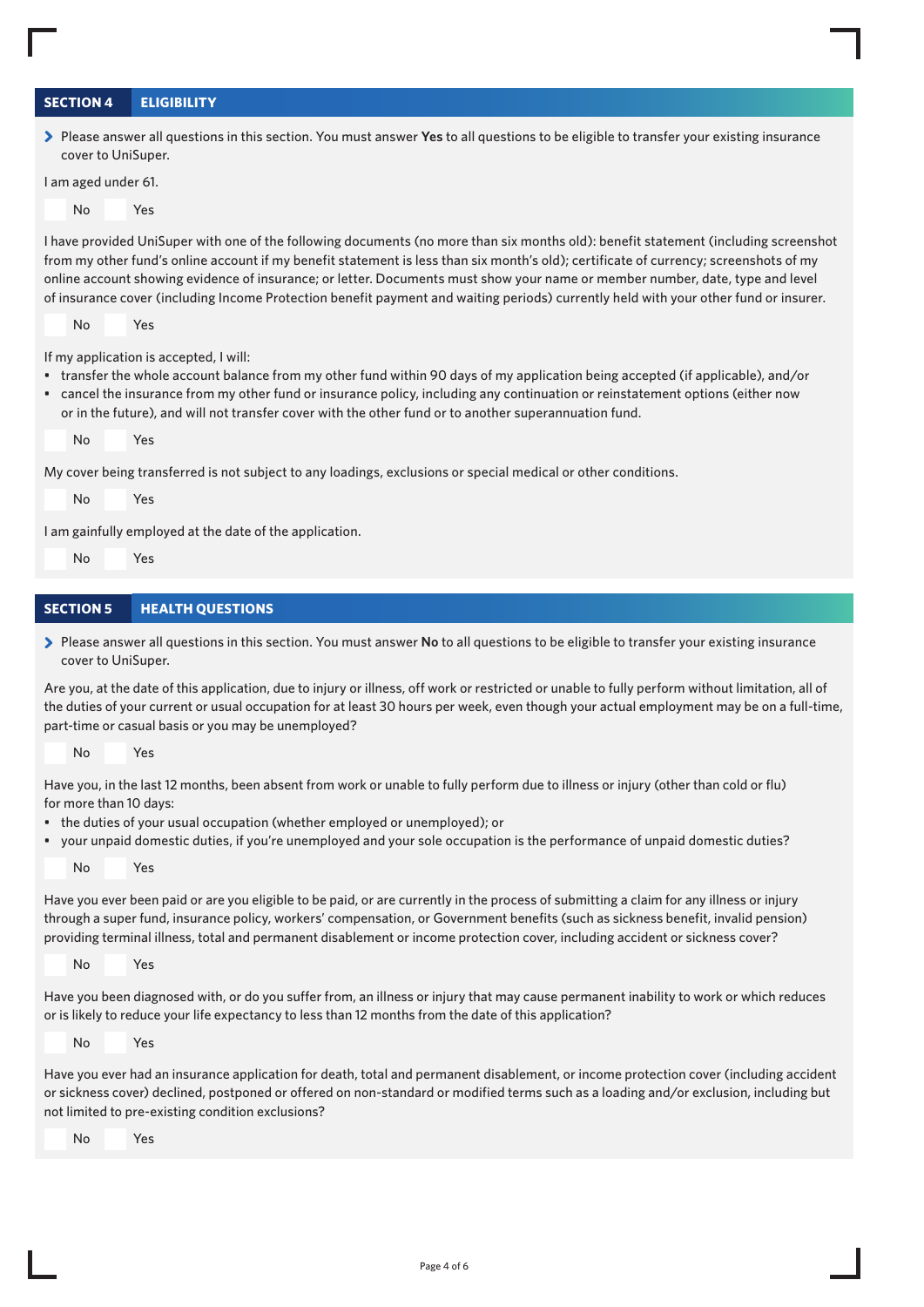## SECTION 4 ELIGIBILITY

> Please answer all questions in this section. You must answer **Yes** to all questions to be eligible to transfer your existing insurance cover to UniSuper.

I am aged under 61.

☐ No ☐ Yes

I have provided UniSuper with one of the following documents (no more than six months old): benefit statement (including screenshot from my other fund's online account if my benefit statement is less than six month's old); certificate of currency; screenshots of my online account showing evidence of insurance; or letter. Documents must show your name or member number, date, type and level of insurance cover (including Income Protection benefit payment and waiting periods) currently held with your other fund or insurer.

☐ No ☐ Yes

If my application is accepted, I will:

- transfer the whole account balance from my other fund within 90 days of my application being accepted (if applicable), and/or
- cancel the insurance from my other fund or insurance policy, including any continuation or reinstatement options (either now or in the future), and will not transfer cover with the other fund or to another superannuation fund.

☐ No ☐ Yes

My cover being transferred is not subject to any loadings, exclusions or special medical or other conditions.

☐ No ☐ Yes

I am gainfully employed at the date of the application.

☐ No ☐ Yes

## SECTION 5 HEALTH QUESTIONS

> Please answer all questions in this section. You must answer **No** to all questions to be eligible to transfer your existing insurance cover to UniSuper.

Are you, at the date of this application, due to injury or illness, off work or restricted or unable to fully perform without limitation, all of the duties of your current or usual occupation for at least 30 hours per week, even though your actual employment may be on a full-time, part-time or casual basis or you may be unemployed?

☐ No ☐ Yes

Have you, in the last 12 months, been absent from work or unable to fully perform due to illness or injury (other than cold or flu) for more than 10 days:

- the duties of your usual occupation (whether employed or unemployed); or
- your unpaid domestic duties, if you're unemployed and your sole occupation is the performance of unpaid domestic duties?

☐ No ☐ Yes

Have you ever been paid or are you eligible to be paid, or are currently in the process of submitting a claim for any illness or injury through a super fund, insurance policy, workers' compensation, or Government benefits (such as sickness benefit, invalid pension) providing terminal illness, total and permanent disablement or income protection cover, including accident or sickness cover?

☐ No ☐ Yes

Have you been diagnosed with, or do you suffer from, an illness or injury that may cause permanent inability to work or which reduces or is likely to reduce your life expectancy to less than 12 months from the date of this application?

☐ No ☐ Yes

Have you ever had an insurance application for death, total and permanent disablement, or income protection cover (including accident or sickness cover) declined, postponed or offered on non-standard or modified terms such as a loading and/or exclusion, including but not limited to pre-existing condition exclusions?

☐ No ☐ Yes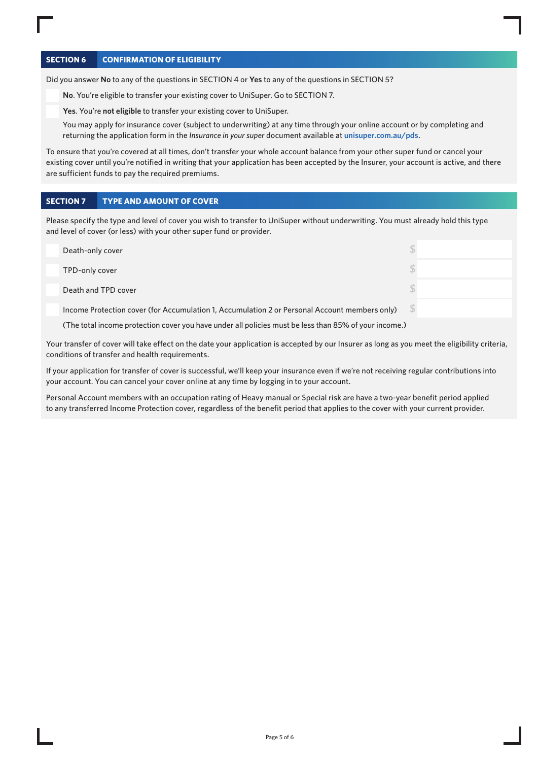## SECTION 6 CONFIRMATION OF ELIGIBILITY

Did you answer **No** to any of the questions in SECTION 4 or **Yes** to any of the questions in SECTION 5?

- [ ] **No**. You're eligible to transfer your existing cover to UniSuper. Go to SECTION 7.
- [ ] **Yes**. You're **not eligible** to transfer your existing cover to UniSuper.

  You may apply for insurance cover (subject to underwriting) at any time through your online account or by completing and returning the application form in the *Insurance in your super* document available at **unisuper.com.au/pds**.

To ensure that you're covered at all times, don't transfer your whole account balance from your other super fund or cancel your existing cover until you're notified in writing that your application has been accepted by the Insurer, your account is active, and there are sufficient funds to pay the required premiums.

## SECTION 7 TYPE AND AMOUNT OF COVER

Please specify the type and level of cover you wish to transfer to UniSuper without underwriting. You must already hold this type and level of cover (or less) with your other super fund or provider.

- [ ] Death-only cover $ ________
- [ ] TPD-only cover $ ________
- [ ] Death and TPD cover $ ________
- [ ] Income Protection cover (for Accumulation 1, Accumulation 2 or Personal Account members only) $ ________

  (The total income protection cover you have under all policies must be less than 85% of your income.)

Your transfer of cover will take effect on the date your application is accepted by our Insurer as long as you meet the eligibility criteria, conditions of transfer and health requirements.

If your application for transfer of cover is successful, we'll keep your insurance even if we're not receiving regular contributions into your account. You can cancel your cover online at any time by logging in to your account.

Personal Account members with an occupation rating of Heavy manual or Special risk are have a two-year benefit period applied to any transferred Income Protection cover, regardless of the benefit period that applies to the cover with your current provider.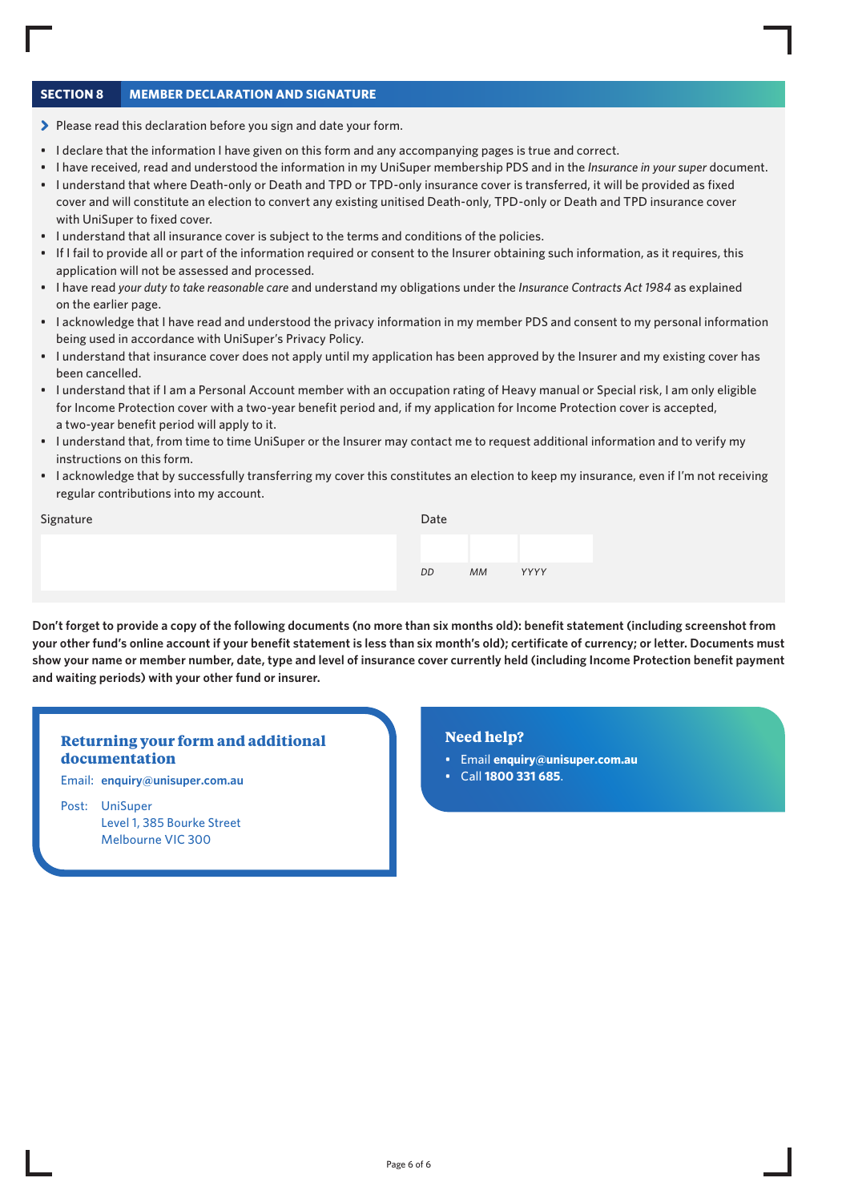## SECTION 8 MEMBER DECLARATION AND SIGNATURE

> Please read this declaration before you sign and date your form.

- I declare that the information I have given on this form and any accompanying pages is true and correct.
- I have received, read and understood the information in my UniSuper membership PDS and in the *Insurance in your super* document.
- I understand that where Death-only or Death and TPD or TPD-only insurance cover is transferred, it will be provided as fixed cover and will constitute an election to convert any existing unitised Death-only, TPD-only or Death and TPD insurance cover with UniSuper to fixed cover.
- I understand that all insurance cover is subject to the terms and conditions of the policies.
- If I fail to provide all or part of the information required or consent to the Insurer obtaining such information, as it requires, this application will not be assessed and processed.
- I have read *your duty to take reasonable care* and understand my obligations under the *Insurance Contracts Act 1984* as explained on the earlier page.
- I acknowledge that I have read and understood the privacy information in my member PDS and consent to my personal information being used in accordance with UniSuper's Privacy Policy.
- I understand that insurance cover does not apply until my application has been approved by the Insurer and my existing cover has been cancelled.
- I understand that if I am a Personal Account member with an occupation rating of Heavy manual or Special risk, I am only eligible for Income Protection cover with a two-year benefit period and, if my application for Income Protection cover is accepted, a two-year benefit period will apply to it.
- I understand that, from time to time UniSuper or the Insurer may contact me to request additional information and to verify my instructions on this form.
- I acknowledge that by successfully transferring my cover this constitutes an election to keep my insurance, even if I'm not receiving regular contributions into my account.

Signature

Date

*DD* *MM* *YYYY*

**Don't forget to provide a copy of the following documents (no more than six months old): benefit statement (including screenshot from your other fund's online account if your benefit statement is less than six month's old); certificate of currency; or letter. Documents must show your name or member number, date, type and level of insurance cover currently held (including Income Protection benefit payment and waiting periods) with your other fund or insurer.**

### Returning your form and additional documentation

Email: **enquiry@unisuper.com.au**

Post: UniSuper
Level 1, 385 Bourke Street
Melbourne VIC 300

### Need help?

- Email **enquiry@unisuper.com.au**
- Call **1800 331 685**.